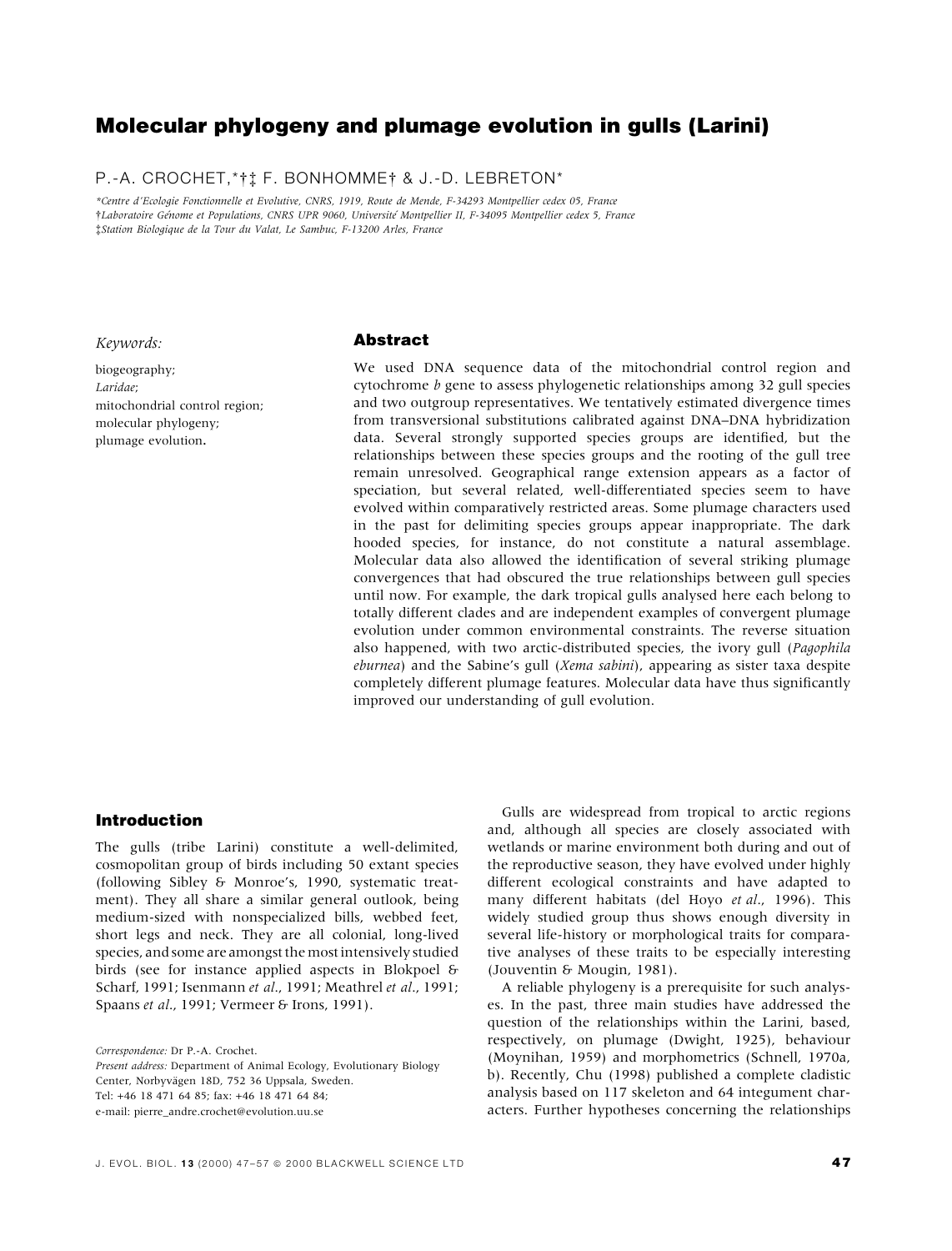# Molecular phylogeny and plumage evolution in gulls (Larini)

P.-A. CROCHET,*†‡ F. BONHOMME† & J.-D. LEBRETON*

*Centre d'Ecologie Fonctionnelle et Evolutive, CNRS, 1919, Route de Mende, F-34293 Montpellier cedex 05, France
†Laboratoire Génome et Populations, CNRS UPR 9060, Université Montpellier II, F-34095 Montpellier cedex 5, France
‡Station Biologique de la Tour du Valat, Le Sambuc, F-13200 Arles, France

*Keywords:*

biogeography;
*Laridae*;
mitochondrial control region;
molecular phylogeny;
plumage evolution.

## Abstract

We used DNA sequence data of the mitochondrial control region and cytochrome *b* gene to assess phylogenetic relationships among 32 gull species and two outgroup representatives. We tentatively estimated divergence times from transversional substitutions calibrated against DNA–DNA hybridization data. Several strongly supported species groups are identified, but the relationships between these species groups and the rooting of the gull tree remain unresolved. Geographical range extension appears as a factor of speciation, but several related, well-differentiated species seem to have evolved within comparatively restricted areas. Some plumage characters used in the past for delimiting species groups appear inappropriate. The dark hooded species, for instance, do not constitute a natural assemblage. Molecular data also allowed the identification of several striking plumage convergences that had obscured the true relationships between gull species until now. For example, the dark tropical gulls analysed here each belong to totally different clades and are independent examples of convergent plumage evolution under common environmental constraints. The reverse situation also happened, with two arctic-distributed species, the ivory gull (*Pagophila eburnea*) and the Sabine's gull (*Xema sabini*), appearing as sister taxa despite completely different plumage features. Molecular data have thus significantly improved our understanding of gull evolution.

## Introduction

The gulls (tribe Larini) constitute a well-delimited, cosmopolitan group of birds including 50 extant species (following Sibley & Monroe's, 1990, systematic treatment). They all share a similar general outlook, being medium-sized with nonspecialized bills, webbed feet, short legs and neck. They are all colonial, long-lived species, and some are amongst the most intensively studied birds (see for instance applied aspects in Blokpoel & Scharf, 1991; Isenmann *et al*., 1991; Meathrel *et al*., 1991; Spaans *et al*., 1991; Vermeer & Irons, 1991).

Gulls are widespread from tropical to arctic regions and, although all species are closely associated with wetlands or marine environment both during and out of the reproductive season, they have evolved under highly different ecological constraints and have adapted to many different habitats (del Hoyo *et al*., 1996). This widely studied group thus shows enough diversity in several life-history or morphological traits for comparative analyses of these traits to be especially interesting (Jouventin & Mougin, 1981).

A reliable phylogeny is a prerequisite for such analyses. In the past, three main studies have addressed the question of the relationships within the Larini, based, respectively, on plumage (Dwight, 1925), behaviour (Moynihan, 1959) and morphometrics (Schnell, 1970a, b). Recently, Chu (1998) published a complete cladistic analysis based on 117 skeleton and 64 integument characters. Further hypotheses concerning the relationships

Correspondence: Dr P.-A. Crochet.
Present address: Department of Animal Ecology, Evolutionary Biology Center, Norbyvägen 18D, 752 36 Uppsala, Sweden.
Tel: +46 18 471 64 85; fax: +46 18 471 64 84;
e-mail: pierre_andre.crochet@evolution.uu.se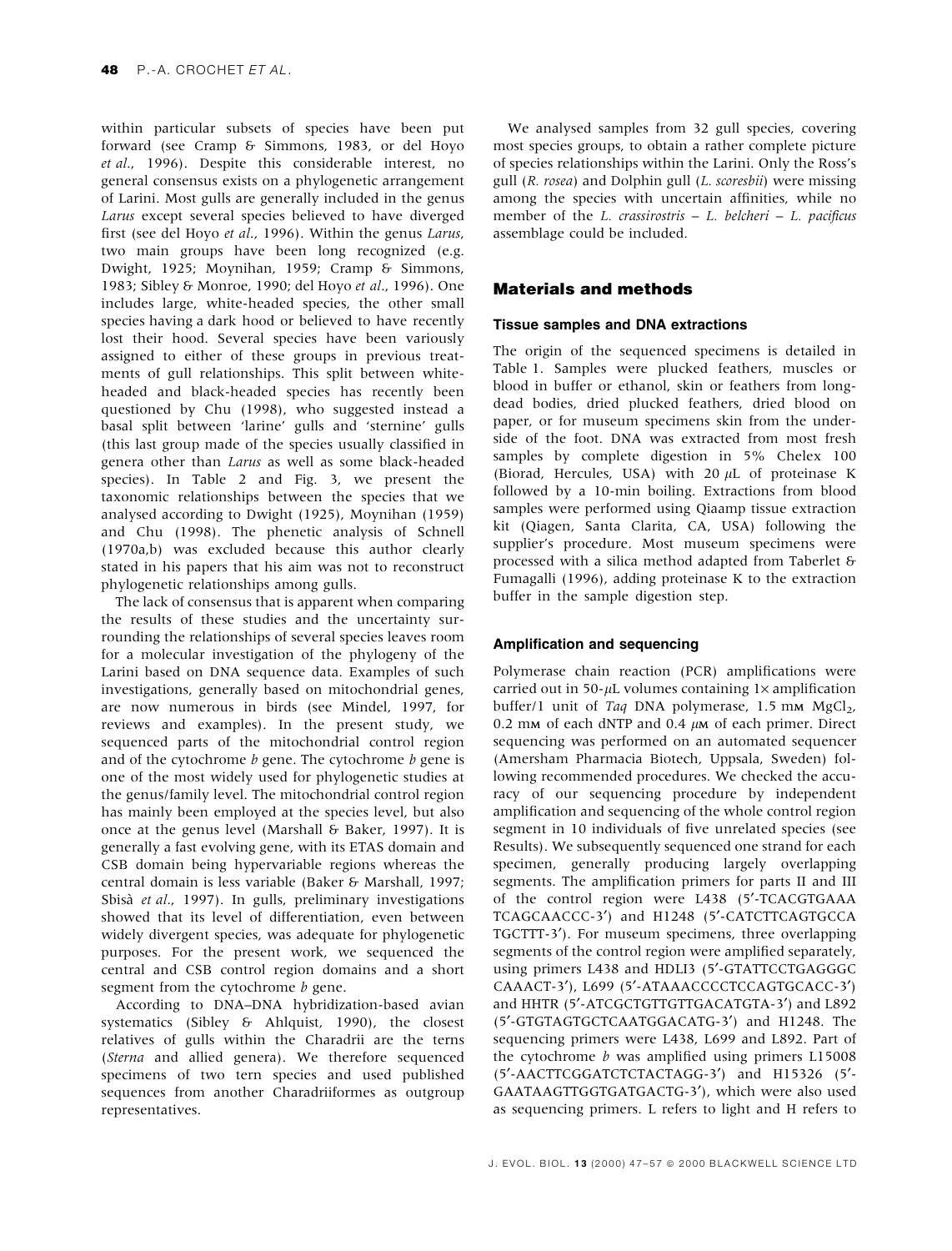within particular subsets of species have been put forward (see Cramp & Simmons, 1983, or del Hoyo *et al*., 1996). Despite this considerable interest, no general consensus exists on a phylogenetic arrangement of Larini. Most gulls are generally included in the genus *Larus* except several species believed to have diverged first (see del Hoyo *et al*., 1996). Within the genus *Larus*, two main groups have been long recognized (e.g. Dwight, 1925; Moynihan, 1959; Cramp & Simmons, 1983; Sibley & Monroe, 1990; del Hoyo *et al*., 1996). One includes large, white-headed species, the other small species having a dark hood or believed to have recently lost their hood. Several species have been variously assigned to either of these groups in previous treatments of gull relationships. This split between white-headed and black-headed species has recently been questioned by Chu (1998), who suggested instead a basal split between 'larine' gulls and 'sternine' gulls (this last group made of the species usually classified in genera other than *Larus* as well as some black-headed species). In Table 2 and Fig. 3, we present the taxonomic relationships between the species that we analysed according to Dwight (1925), Moynihan (1959) and Chu (1998). The phenetic analysis of Schnell (1970a,b) was excluded because this author clearly stated in his papers that his aim was not to reconstruct phylogenetic relationships among gulls.

The lack of consensus that is apparent when comparing the results of these studies and the uncertainty surrounding the relationships of several species leaves room for a molecular investigation of the phylogeny of the Larini based on DNA sequence data. Examples of such investigations, generally based on mitochondrial genes, are now numerous in birds (see Mindel, 1997, for reviews and examples). In the present study, we sequenced parts of the mitochondrial control region and of the cytochrome *b* gene. The cytochrome *b* gene is one of the most widely used for phylogenetic studies at the genus/family level. The mitochondrial control region has mainly been employed at the species level, but also once at the genus level (Marshall & Baker, 1997). It is generally a fast evolving gene, with its ETAS domain and CSB domain being hypervariable regions whereas the central domain is less variable (Baker & Marshall, 1997; Sbisà *et al*., 1997). In gulls, preliminary investigations showed that its level of differentiation, even between widely divergent species, was adequate for phylogenetic purposes. For the present work, we sequenced the central and CSB control region domains and a short segment from the cytochrome *b* gene.

According to DNA–DNA hybridization-based avian systematics (Sibley & Ahlquist, 1990), the closest relatives of gulls within the Charadrii are the terns (*Sterna* and allied genera). We therefore sequenced specimens of two tern species and used published sequences from another Charadriiformes as outgroup representatives.

We analysed samples from 32 gull species, covering most species groups, to obtain a rather complete picture of species relationships within the Larini. Only the Ross's gull (*R. rosea*) and Dolphin gull (*L. scoresbii*) were missing among the species with uncertain affinities, while no member of the *L. crassirostris – L. belcheri – L. pacificus* assemblage could be included.

## Materials and methods

### Tissue samples and DNA extractions

The origin of the sequenced specimens is detailed in Table 1. Samples were plucked feathers, muscles or blood in buffer or ethanol, skin or feathers from long-dead bodies, dried plucked feathers, dried blood on paper, or for museum specimens skin from the underside of the foot. DNA was extracted from most fresh samples by complete digestion in 5% Chelex 100 (Biorad, Hercules, USA) with 20 $\mu$L of proteinase K followed by a 10-min boiling. Extractions from blood samples were performed using Qiaamp tissue extraction kit (Qiagen, Santa Clarita, CA, USA) following the supplier's procedure. Most museum specimens were processed with a silica method adapted from Taberlet & Fumagalli (1996), adding proteinase K to the extraction buffer in the sample digestion step.

### Amplification and sequencing

Polymerase chain reaction (PCR) amplifications were carried out in 50-$\mu$L volumes containing 1× amplification buffer/1 unit of *Taq* DNA polymerase, 1.5 mM $MgCl_2$, 0.2 mM of each dNTP and 0.4 $\mu$M of each primer. Direct sequencing was performed on an automated sequencer (Amersham Pharmacia Biotech, Uppsala, Sweden) following recommended procedures. We checked the accuracy of our sequencing procedure by independent amplification and sequencing of the whole control region segment in 10 individuals of five unrelated species (see Results). We subsequently sequenced one strand for each specimen, generally producing largely overlapping segments. The amplification primers for parts II and III of the control region were L438 (5′-TCACGTGAAA TCAGCAACCC-3′) and H1248 (5′-CATCTTCAGTGCCA TGCTTT-3′). For museum specimens, three overlapping segments of the control region were amplified separately, using primers L438 and HDLI3 (5′-GTATTCCTGAGGGC CAAACT-3′), L699 (5′-ATAAACCCCTCCAGTGCACC-3′) and HHTR (5′-ATCGCTGTTGTTGACATGTA-3′) and L892 (5′-GTGTAGTGCTCAATGGACATG-3′) and H1248. The sequencing primers were L438, L699 and L892. Part of the cytochrome *b* was amplified using primers L15008 (5′-AACTTCGGATCTCTACTAGG-3′) and H15326 (5′-GAATAAGTTGGTGATGACTG-3′), which were also used as sequencing primers. L refers to light and H refers to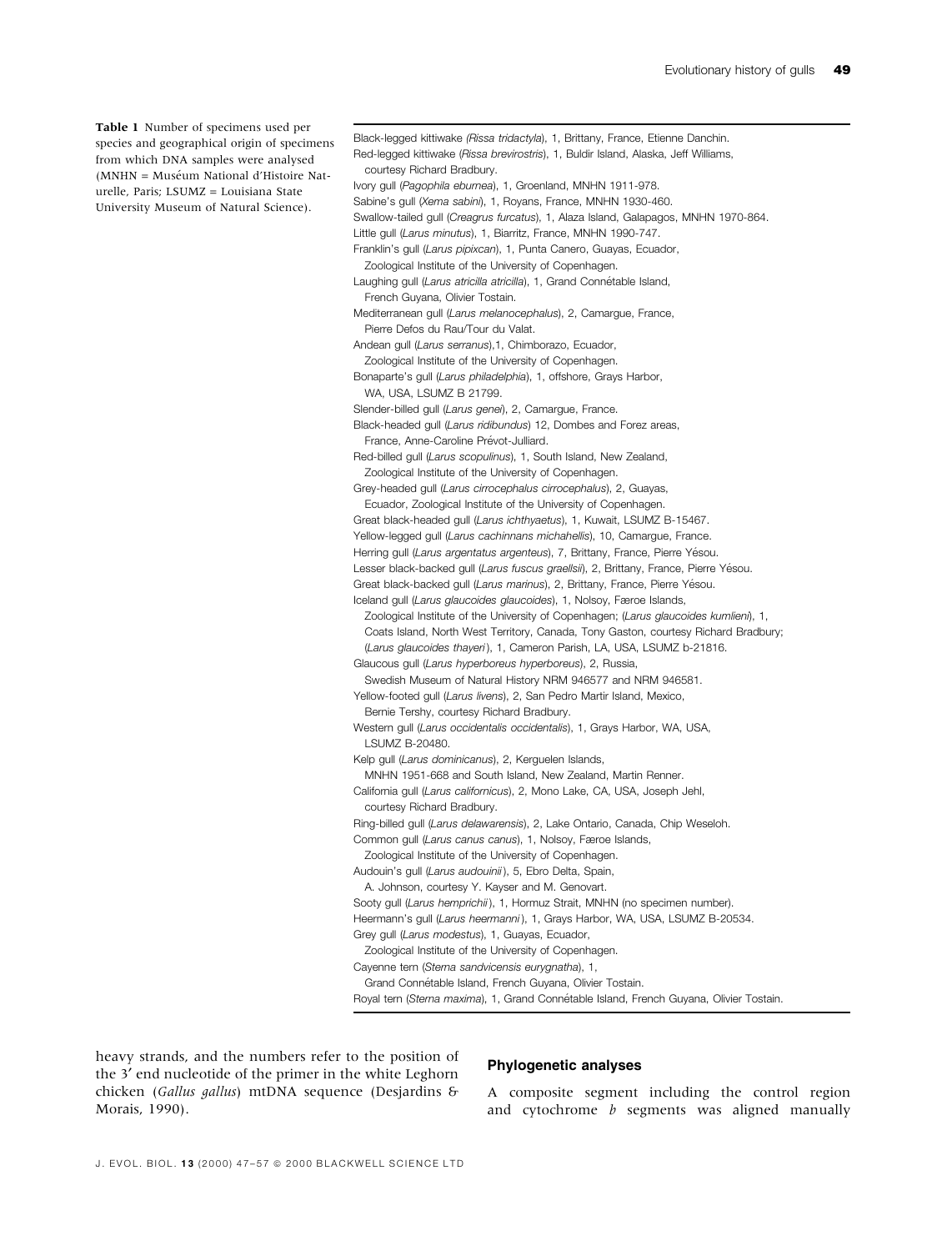**Table 1** Number of specimens used per species and geographical origin of specimens from which DNA samples were analysed (MNHN = Muséum National d'Histoire Naturelle, Paris; LSUMZ = Louisiana State University Museum of Natural Science).

Black-legged kittiwake (*Rissa tridactyla*), 1, Brittany, France, Etienne Danchin.
Red-legged kittiwake (*Rissa brevirostris*), 1, Buldir Island, Alaska, Jeff Williams, courtesy Richard Bradbury.
Ivory gull (*Pagophila eburnea*), 1, Groenland, MNHN 1911-978.
Sabine's gull (*Xema sabini*), 1, Royans, France, MNHN 1930-460.
Swallow-tailed gull (*Creagrus furcatus*), 1, Alaza Island, Galapagos, MNHN 1970-864.
Little gull (*Larus minutus*), 1, Biarritz, France, MNHN 1990-747.
Franklin's gull (*Larus pipixcan*), 1, Punta Canero, Guayas, Ecuador, Zoological Institute of the University of Copenhagen.
Laughing gull (*Larus atricilla atricilla*), 1, Grand Connétable Island, French Guyana, Olivier Tostain.
Mediterranean gull (*Larus melanocephalus*), 2, Camargue, France, Pierre Defos du Rau/Tour du Valat.
Andean gull (*Larus serranus*),1, Chimborazo, Ecuador, Zoological Institute of the University of Copenhagen.
Bonaparte's gull (*Larus philadelphia*), 1, offshore, Grays Harbor, WA, USA, LSUMZ B 21799.
Slender-billed gull (*Larus genei*), 2, Camargue, France.
Black-headed gull (*Larus ridibundus*) 12, Dombes and Forez areas, France, Anne-Caroline Prévot-Julliard.
Red-billed gull (*Larus scopulinus*), 1, South Island, New Zealand, Zoological Institute of the University of Copenhagen.
Grey-headed gull (*Larus cirrocephalus cirrocephalus*), 2, Guayas, Ecuador, Zoological Institute of the University of Copenhagen.
Great black-headed gull (*Larus ichthyaetus*), 1, Kuwait, LSUMZ B-15467.
Yellow-legged gull (*Larus cachinnans michahellis*), 10, Camargue, France.
Herring gull (*Larus argentatus argenteus*), 7, Brittany, France, Pierre Yésou.
Lesser black-backed gull (*Larus fuscus graellsii*), 2, Brittany, France, Pierre Yésou.
Great black-backed gull (*Larus marinus*), 2, Brittany, France, Pierre Yésou.
Iceland gull (*Larus glaucoides glaucoides*), 1, Nolsoy, Færoe Islands, Zoological Institute of the University of Copenhagen; (*Larus glaucoides kumlieni*), 1, Coats Island, North West Territory, Canada, Tony Gaston, courtesy Richard Bradbury; (*Larus glaucoides thayeri*), 1, Cameron Parish, LA, USA, LSUMZ b-21816.
Glaucous gull (*Larus hyperboreus hyperboreus*), 2, Russia, Swedish Museum of Natural History NRM 946577 and NRM 946581.
Yellow-footed gull (*Larus livens*), 2, San Pedro Martir Island, Mexico, Bernie Tershy, courtesy Richard Bradbury.
Western gull (*Larus occidentalis occidentalis*), 1, Grays Harbor, WA, USA, LSUMZ B-20480.
Kelp gull (*Larus dominicanus*), 2, Kerguelen Islands, MNHN 1951-668 and South Island, New Zealand, Martin Renner.
California gull (*Larus californicus*), 2, Mono Lake, CA, USA, Joseph Jehl, courtesy Richard Bradbury.
Ring-billed gull (*Larus delawarensis*), 2, Lake Ontario, Canada, Chip Weseloh.
Common gull (*Larus canus canus*), 1, Nolsoy, Færoe Islands, Zoological Institute of the University of Copenhagen.
Audouin's gull (*Larus audouinii*), 5, Ebro Delta, Spain, A. Johnson, courtesy Y. Kayser and M. Genovart.
Sooty gull (*Larus hemprichii*), 1, Hormuz Strait, MNHN (no specimen number).
Heermann's gull (*Larus heermanni*), 1, Grays Harbor, WA, USA, LSUMZ B-20534.
Grey gull (*Larus modestus*), 1, Guayas, Ecuador, Zoological Institute of the University of Copenhagen.
Cayenne tern (*Sterna sandvicensis eurygnatha*), 1, Grand Connétable Island, French Guyana, Olivier Tostain.
Royal tern (*Sterna maxima*), 1, Grand Connétable Island, French Guyana, Olivier Tostain.

heavy strands, and the numbers refer to the position of the 3′ end nucleotide of the primer in the white Leghorn chicken (*Gallus gallus*) mtDNA sequence (Desjardins & Morais, 1990).

### Phylogenetic analyses

A composite segment including the control region and cytochrome *b* segments was aligned manually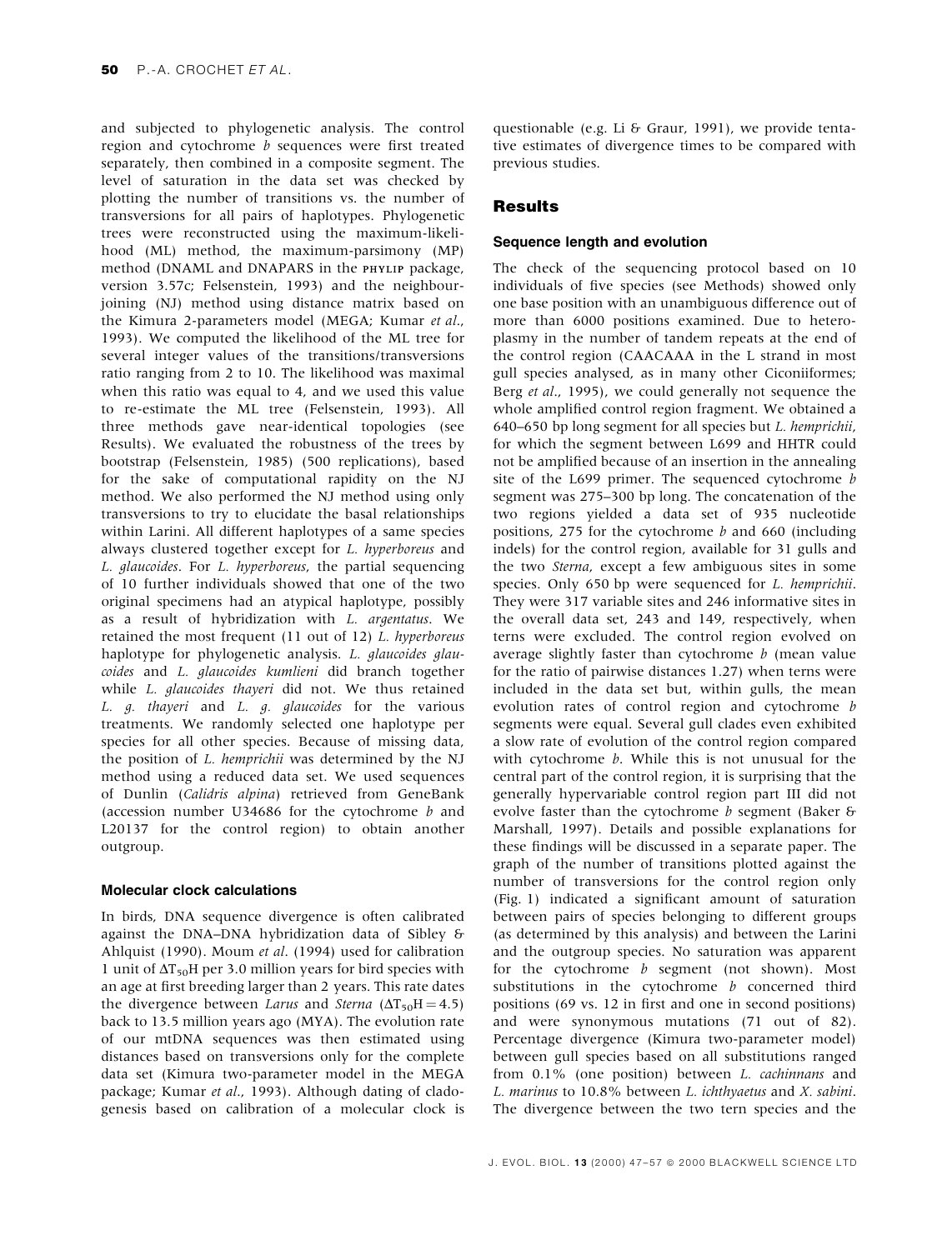and subjected to phylogenetic analysis. The control region and cytochrome *b* sequences were first treated separately, then combined in a composite segment. The level of saturation in the data set was checked by plotting the number of transitions vs. the number of transversions for all pairs of haplotypes. Phylogenetic trees were reconstructed using the maximum-likelihood (ML) method, the maximum-parsimony (MP) method (DNAML and DNAPARS in the PHYLIP package, version 3.57c; Felsenstein, 1993) and the neighbour-joining (NJ) method using distance matrix based on the Kimura 2-parameters model (MEGA; Kumar *et al.*, 1993). We computed the likelihood of the ML tree for several integer values of the transitions/transversions ratio ranging from 2 to 10. The likelihood was maximal when this ratio was equal to 4, and we used this value to re-estimate the ML tree (Felsenstein, 1993). All three methods gave near-identical topologies (see Results). We evaluated the robustness of the trees by bootstrap (Felsenstein, 1985) (500 replications), based for the sake of computational rapidity on the NJ method. We also performed the NJ method using only transversions to try to elucidate the basal relationships within Larini. All different haplotypes of a same species always clustered together except for *L. hyperboreus* and *L. glaucoides*. For *L. hyperboreus*, the partial sequencing of 10 further individuals showed that one of the two original specimens had an atypical haplotype, possibly as a result of hybridization with *L. argentatus*. We retained the most frequent (11 out of 12) *L. hyperboreus* haplotype for phylogenetic analysis. *L. glaucoides glaucoides* and *L. glaucoides kumlieni* did branch together while *L. glaucoides thayeri* did not. We thus retained *L. g. thayeri* and *L. g. glaucoides* for the various treatments. We randomly selected one haplotype per species for all other species. Because of missing data, the position of *L. hemprichii* was determined by the NJ method using a reduced data set. We used sequences of Dunlin (*Calidris alpina*) retrieved from GeneBank (accession number U34686 for the cytochrome *b* and L20137 for the control region) to obtain another outgroup.

### Molecular clock calculations

In birds, DNA sequence divergence is often calibrated against the DNA–DNA hybridization data of Sibley & Ahlquist (1990). Moum *et al.* (1994) used for calibration 1 unit of $\Delta T_{50}H$ per 3.0 million years for bird species with an age at first breeding larger than 2 years. This rate dates the divergence between *Larus* and *Sterna* ($\Delta T_{50}H = 4.5$) back to 13.5 million years ago (MYA). The evolution rate of our mtDNA sequences was then estimated using distances based on transversions only for the complete data set (Kimura two-parameter model in the MEGA package; Kumar *et al.*, 1993). Although dating of cladogenesis based on calibration of a molecular clock is questionable (e.g. Li & Graur, 1991), we provide tentative estimates of divergence times to be compared with previous studies.

## Results

### Sequence length and evolution

The check of the sequencing protocol based on 10 individuals of five species (see Methods) showed only one base position with an unambiguous difference out of more than 6000 positions examined. Due to heteroplasmy in the number of tandem repeats at the end of the control region (CAACAAA in the L strand in most gull species analysed, as in many other Ciconiiformes; Berg *et al.*, 1995), we could generally not sequence the whole amplified control region fragment. We obtained a 640–650 bp long segment for all species but *L. hemprichii*, for which the segment between L699 and HHTR could not be amplified because of an insertion in the annealing site of the L699 primer. The sequenced cytochrome *b* segment was 275–300 bp long. The concatenation of the two regions yielded a data set of 935 nucleotide positions, 275 for the cytochrome *b* and 660 (including indels) for the control region, available for 31 gulls and the two *Sterna*, except a few ambiguous sites in some species. Only 650 bp were sequenced for *L. hemprichii*. They were 317 variable sites and 246 informative sites in the overall data set, 243 and 149, respectively, when terns were excluded. The control region evolved on average slightly faster than cytochrome *b* (mean value for the ratio of pairwise distances 1.27) when terns were included in the data set but, within gulls, the mean evolution rates of control region and cytochrome *b* segments were equal. Several gull clades even exhibited a slow rate of evolution of the control region compared with cytochrome *b*. While this is not unusual for the central part of the control region, it is surprising that the generally hypervariable control region part III did not evolve faster than the cytochrome *b* segment (Baker & Marshall, 1997). Details and possible explanations for these findings will be discussed in a separate paper. The graph of the number of transitions plotted against the number of transversions for the control region only (Fig. 1) indicated a significant amount of saturation between pairs of species belonging to different groups (as determined by this analysis) and between the Larini and the outgroup species. No saturation was apparent for the cytochrome *b* segment (not shown). Most substitutions in the cytochrome *b* concerned third positions (69 vs. 12 in first and one in second positions) and were synonymous mutations (71 out of 82). Percentage divergence (Kimura two-parameter model) between gull species based on all substitutions ranged from 0.1% (one position) between *L. cachinnans* and *L. marinus* to 10.8% between *L. ichthyaetus* and *X. sabini*. The divergence between the two tern species and the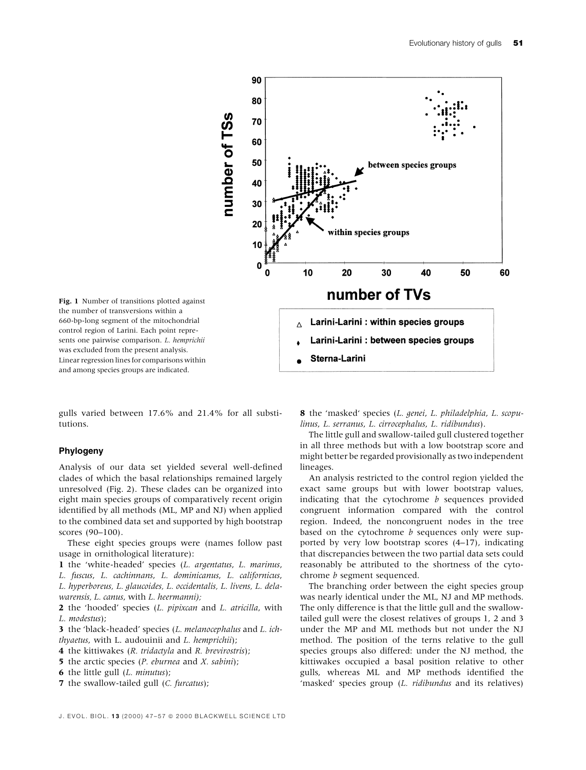Fig. 1 Number of transitions plotted against the number of transversions within a 660-bp-long segment of the mitochondrial control region of Larini. Each point represents one pairwise comparison. *L. hemprichii* was excluded from the present analysis. Linear regression lines for comparisons within and among species groups are indicated.

gulls varied between 17.6% and 21.4% for all substitutions.

### Phylogeny

Analysis of our data set yielded several well-defined clades of which the basal relationships remained largely unresolved (Fig. 2). These clades can be organized into eight main species groups of comparatively recent origin identified by all methods (ML, MP and NJ) when applied to the combined data set and supported by high bootstrap scores (90–100).

These eight species groups were (names follow past usage in ornithological literature):

**1** the 'white-headed' species (*L. argentatus*, *L. marinus*, *L. fuscus*, *L. cachinnans*, *L. dominicanus*, *L. californicus*, *L. hyperboreus*, *L. glaucoides*, *L. occidentalis*, *L. livens*, *L. delawarensis*, *L. canus*, with *L. heermanni*);

**2** the 'hooded' species (*L. pipixcan* and *L. atricilla*, with *L. modestus*);

**3** the 'black-headed' species (*L. melanocephalus* and *L. ichthyaetus*, with L. audouinii and *L. hemprichii*);

**4** the kittiwakes (*R. tridactyla* and *R. brevirostris*);

**5** the arctic species (*P. eburnea* and *X. sabini*);

**6** the little gull (*L. minutus*);

**7** the swallow-tailed gull (*C. furcatus*);

**8** the 'masked' species (*L. genei*, *L. philadelphia*, *L. scopulinus*, *L. serranus*, *L. cirrocephalus*, *L. ridibundus*).

The little gull and swallow-tailed gull clustered together in all three methods but with a low bootstrap score and might better be regarded provisionally as two independent lineages.

An analysis restricted to the control region yielded the exact same groups but with lower bootstrap values, indicating that the cytochrome *b* sequences provided congruent information compared with the control region. Indeed, the noncongruent nodes in the tree based on the cytochrome *b* sequences only were supported by very low bootstrap scores (4–17), indicating that discrepancies between the two partial data sets could reasonably be attributed to the shortness of the cytochrome *b* segment sequenced.

The branching order between the eight species group was nearly identical under the ML, NJ and MP methods. The only difference is that the little gull and the swallow-tailed gull were the closest relatives of groups 1, 2 and 3 under the MP and ML methods but not under the NJ method. The position of the terns relative to the gull species groups also differed: under the NJ method, the kittiwakes occupied a basal position relative to other gulls, whereas ML and MP methods identified the 'masked' species group (*L. ridibundus* and its relatives)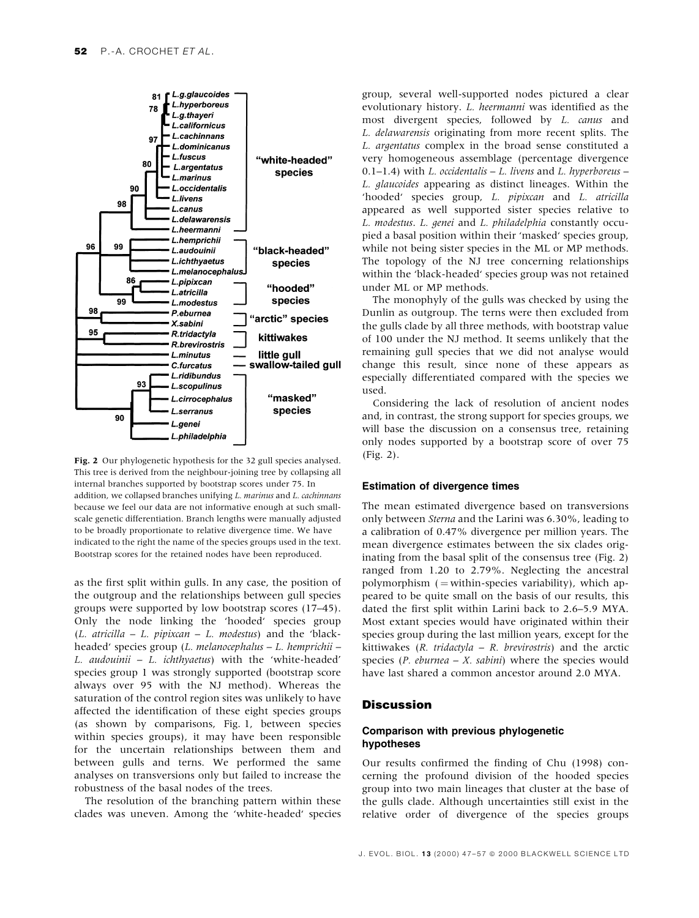**Fig. 2** Our phylogenetic hypothesis for the 32 gull species analysed. This tree is derived from the neighbour-joining tree by collapsing all internal branches supported by bootstrap scores under 75. In addition, we collapsed branches unifying *L. marinus* and *L. cachinnans* because we feel our data are not informative enough at such small-scale genetic differentiation. Branch lengths were manually adjusted to be broadly proportionate to relative divergence time. We have indicated to the right the name of the species groups used in the text. Bootstrap scores for the retained nodes have been reproduced.

as the first split within gulls. In any case, the position of the outgroup and the relationships between gull species groups were supported by low bootstrap scores (17–45). Only the node linking the 'hooded' species group (*L. atricilla – L. pipixcan – L. modestus*) and the 'black-headed' species group (*L. melanocephalus – L. hemprichii – L. audouinii – L. ichthyaetus*) with the 'white-headed' species group 1 was strongly supported (bootstrap score always over 95 with the NJ method). Whereas the saturation of the control region sites was unlikely to have affected the identification of these eight species groups (as shown by comparisons, Fig. 1, between species within species groups), it may have been responsible for the uncertain relationships between them and between gulls and terns. We performed the same analyses on transversions only but failed to increase the robustness of the basal nodes of the trees.

The resolution of the branching pattern within these clades was uneven. Among the 'white-headed' species group, several well-supported nodes pictured a clear evolutionary history. *L. heermanni* was identified as the most divergent species, followed by *L. canus* and *L. delawarensis* originating from more recent splits. The *L. argentatus* complex in the broad sense constituted a very homogeneous assemblage (percentage divergence 0.1–1.4) with *L. occidentalis – L. livens* and *L. hyperboreus – L. glaucoides* appearing as distinct lineages. Within the 'hooded' species group, *L. pipixcan* and *L. atricilla* appeared as well supported sister species relative to *L. modestus*. *L. genei* and *L. philadelphia* constantly occupied a basal position within their 'masked' species group, while not being sister species in the ML or MP methods. The topology of the NJ tree concerning relationships within the 'black-headed' species group was not retained under ML or MP methods.

The monophyly of the gulls was checked by using the Dunlin as outgroup. The terns were then excluded from the gulls clade by all three methods, with bootstrap value of 100 under the NJ method. It seems unlikely that the remaining gull species that we did not analyse would change this result, since none of these appears as especially differentiated compared with the species we used.

Considering the lack of resolution of ancient nodes and, in contrast, the strong support for species groups, we will base the discussion on a consensus tree, retaining only nodes supported by a bootstrap score of over 75 (Fig. 2).

### Estimation of divergence times

The mean estimated divergence based on transversions only between *Sterna* and the Larini was 6.30%, leading to a calibration of 0.47% divergence per million years. The mean divergence estimates between the six clades originating from the basal split of the consensus tree (Fig. 2) ranged from 1.20 to 2.79%. Neglecting the ancestral polymorphism (= within-species variability), which appeared to be quite small on the basis of our results, this dated the first split within Larini back to 2.6–5.9 MYA. Most extant species would have originated within their species group during the last million years, except for the kittiwakes (*R. tridactyla – R. brevirostris*) and the arctic species (*P. eburnea – X. sabini*) where the species would have last shared a common ancestor around 2.0 MYA.

## Discussion

### Comparison with previous phylogenetic hypotheses

Our results confirmed the finding of Chu (1998) concerning the profound division of the hooded species group into two main lineages that cluster at the base of the gulls clade. Although uncertainties still exist in the relative order of divergence of the species groups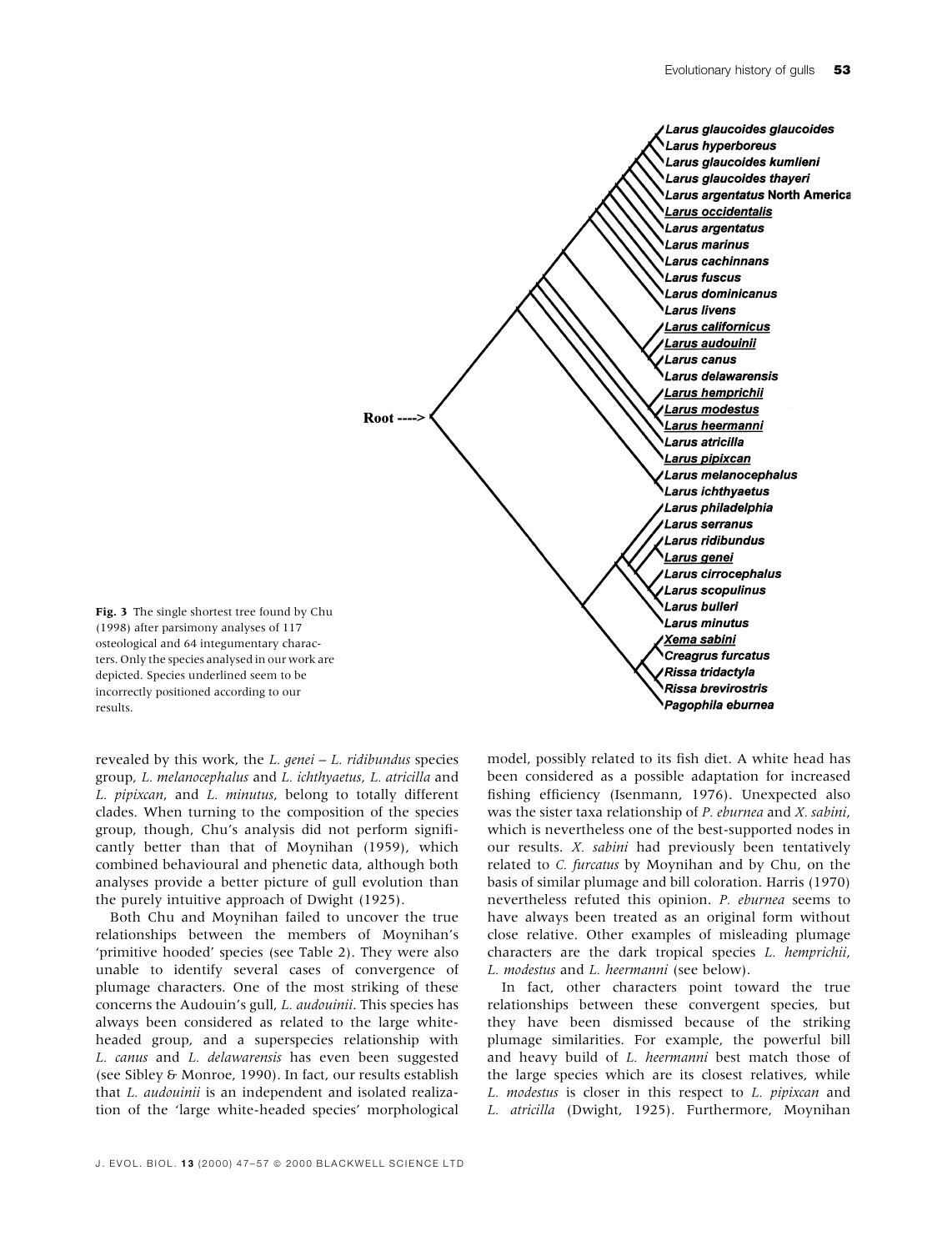Fig. 3 The single shortest tree found by Chu (1998) after parsimony analyses of 117 osteological and 64 integumentary characters. Only the species analysed in our work are depicted. Species underlined seem to be incorrectly positioned according to our results.

revealed by this work, the *L. genei – L. ridibundus* species group, *L. melanocephalus* and *L. ichthyaetus*, *L. atricilla* and *L. pipixcan*, and *L. minutus*, belong to totally different clades. When turning to the composition of the species group, though, Chu's analysis did not perform significantly better than that of Moynihan (1959), which combined behavioural and phenetic data, although both analyses provide a better picture of gull evolution than the purely intuitive approach of Dwight (1925).

Both Chu and Moynihan failed to uncover the true relationships between the members of Moynihan's 'primitive hooded' species (see Table 2). They were also unable to identify several cases of convergence of plumage characters. One of the most striking of these concerns the Audouin's gull, *L. audouinii*. This species has always been considered as related to the large white-headed group, and a superspecies relationship with *L. canus* and *L. delawarensis* has even been suggested (see Sibley & Monroe, 1990). In fact, our results establish that *L. audouinii* is an independent and isolated realization of the 'large white-headed species' morphological model, possibly related to its fish diet. A white head has been considered as a possible adaptation for increased fishing efficiency (Isenmann, 1976). Unexpected also was the sister taxa relationship of *P. eburnea* and *X. sabini*, which is nevertheless one of the best-supported nodes in our results. *X. sabini* had previously been tentatively related to *C. furcatus* by Moynihan and by Chu, on the basis of similar plumage and bill coloration. Harris (1970) nevertheless refuted this opinion. *P. eburnea* seems to have always been treated as an original form without close relative. Other examples of misleading plumage characters are the dark tropical species *L. hemprichii*, *L. modestus* and *L. heermanni* (see below).

In fact, other characters point toward the true relationships between these convergent species, but they have been dismissed because of the striking plumage similarities. For example, the powerful bill and heavy build of *L. heermanni* best match those of the large species which are its closest relatives, while *L. modestus* is closer in this respect to *L. pipixcan* and *L. atricilla* (Dwight, 1925). Furthermore, Moynihan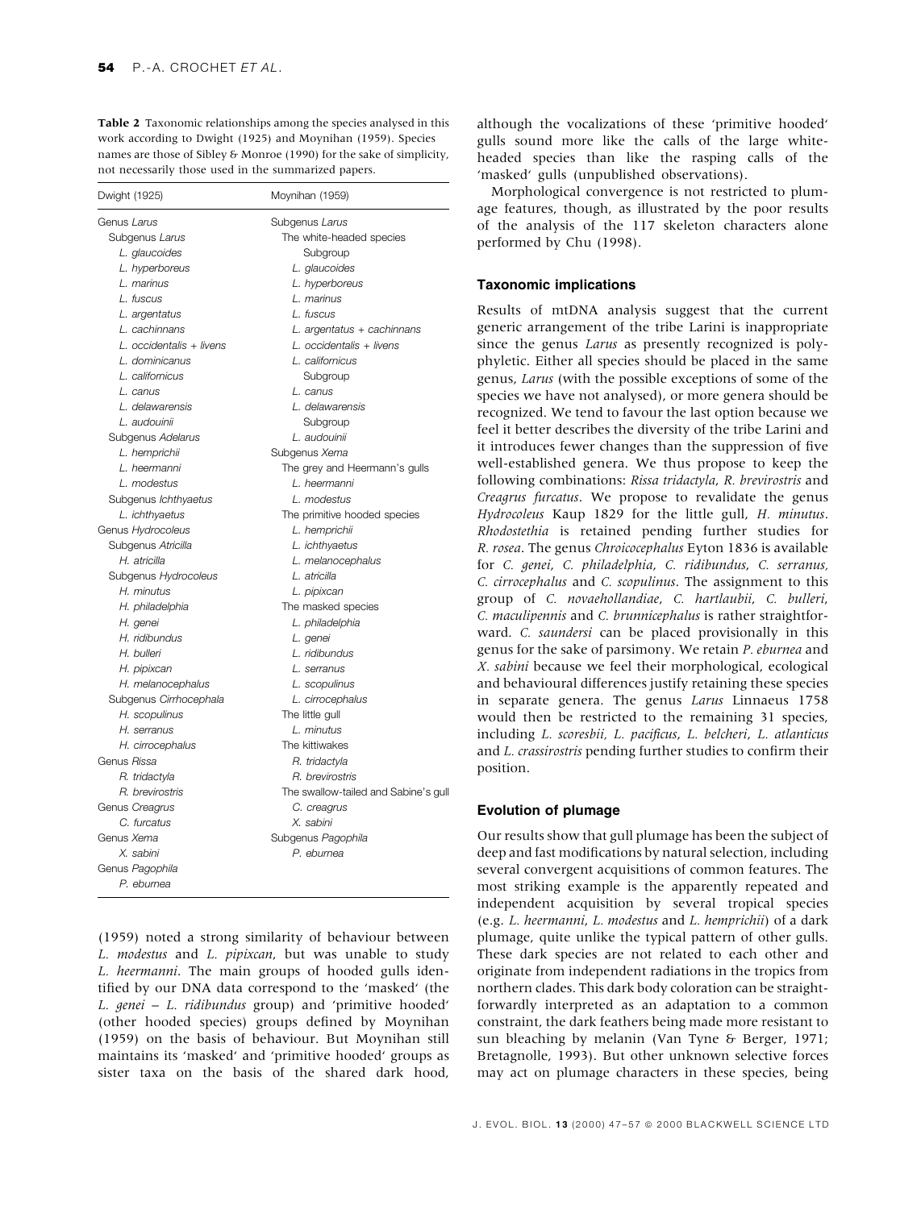**Table 2** Taxonomic relationships among the species analysed in this work according to Dwight (1925) and Moynihan (1959). Species names are those of Sibley & Monroe (1990) for the sake of simplicity, not necessarily those used in the summarized papers.

| Dwight (1925) | Moynihan (1959) |
|---|---|
| Genus *Larus* | Subgenus *Larus* |
| Subgenus *Larus* | The white-headed species |
| *L. glaucoides* | Subgroup |
| *L. hyperboreus* | *L. glaucoides* |
| *L. marinus* | *L. hyperboreus* |
| *L. fuscus* | *L. marinus* |
| *L. argentatus* | *L. fuscus* |
| *L. cachinnans* | *L. argentatus + cachinnans* |
| *L. occidentalis + livens* | *L. occidentalis + livens* |
| *L. dominicanus* | *L. californicus* |
| *L. californicus* | Subgroup |
| *L. canus* | *L. canus* |
| *L. delawarensis* | *L. delawarensis* |
| *L. audouinii* | Subgroup |
| Subgenus *Adelarus* | *L. audouinii* |
| *L. hemprichii* | Subgenus *Xema* |
| *L. heermanni* | The grey and Heermann's gulls |
| *L. modestus* | *L. heermanni* |
| Subgenus *Ichthyaetus* | *L. modestus* |
| *L. ichthyaetus* | The primitive hooded species |
| Genus *Hydrocoleus* | *L. hemprichii* |
| Subgenus *Atricilla* | *L. ichthyaetus* |
| *H. atricilla* | *L. melanocephalus* |
| Subgenus *Hydrocoleus* | *L. atricilla* |
| *H. minutus* | *L. pipixcan* |
| *H. philadelphia* | The masked species |
| *H. genei* | *L. philadelphia* |
| *H. ridibundus* | *L. genei* |
| *H. bulleri* | *L. ridibundus* |
| *H. pipixcan* | *L. serranus* |
| *H. melanocephalus* | *L. scopulinus* |
| Subgenus *Cirrhocephala* | *L. cirrocephalus* |
| *H. scopulinus* | The little gull |
| *H. serranus* | *L. minutus* |
| *H. cirrocephalus* | The kittiwakes |
| Genus *Rissa* | *R. tridactyla* |
| *R. tridactyla* | *R. brevirostris* |
| *R. brevirostris* | The swallow-tailed and Sabine's gull |
| Genus *Creagrus* | *C. creagrus* |
| *C. furcatus* | *X. sabini* |
| Genus *Xema* | Subgenus *Pagophila* |
| *X. sabini* | *P. eburnea* |
| Genus *Pagophila* | |
| *P. eburnea* | |

(1959) noted a strong similarity of behaviour between *L. modestus* and *L. pipixcan*, but was unable to study *L. heermanni*. The main groups of hooded gulls identified by our DNA data correspond to the 'masked' (the *L. genei* – *L. ridibundus* group) and 'primitive hooded' (other hooded species) groups defined by Moynihan (1959) on the basis of behaviour. But Moynihan still maintains its 'masked' and 'primitive hooded' groups as sister taxa on the basis of the shared dark hood, although the vocalizations of these 'primitive hooded' gulls sound more like the calls of the large white-headed species than like the rasping calls of the 'masked' gulls (unpublished observations).

Morphological convergence is not restricted to plumage features, though, as illustrated by the poor results of the analysis of the 117 skeleton characters alone performed by Chu (1998).

### Taxonomic implications

Results of mtDNA analysis suggest that the current generic arrangement of the tribe Larini is inappropriate since the genus *Larus* as presently recognized is polyphyletic. Either all species should be placed in the same genus, *Larus* (with the possible exceptions of some of the species we have not analysed), or more genera should be recognized. We tend to favour the last option because we feel it better describes the diversity of the tribe Larini and it introduces fewer changes than the suppression of five well-established genera. We thus propose to keep the following combinations: *Rissa tridactyla*, *R. brevirostris* and *Creagrus furcatus*. We propose to revalidate the genus *Hydrocoleus* Kaup 1829 for the little gull, *H. minutus*. *Rhodostethia* is retained pending further studies for *R. rosea*. The genus *Chroicocephalus* Eyton 1836 is available for *C. genei*, *C. philadelphia*, *C. ridibundus*, *C. serranus*, *C. cirrocephalus* and *C. scopulinus*. The assignment to this group of *C. novaehollandiae*, *C. hartlaubii*, *C. bulleri*, *C. maculipennis* and *C. brunnicephalus* is rather straightforward. *C. saundersi* can be placed provisionally in this genus for the sake of parsimony. We retain *P. eburnea* and *X. sabini* because we feel their morphological, ecological and behavioural differences justify retaining these species in separate genera. The genus *Larus* Linnaeus 1758 would then be restricted to the remaining 31 species, including *L. scoresbii*, *L. pacificus*, *L. belcheri*, *L. atlanticus* and *L. crassirostris* pending further studies to confirm their position.

### Evolution of plumage

Our results show that gull plumage has been the subject of deep and fast modifications by natural selection, including several convergent acquisitions of common features. The most striking example is the apparently repeated and independent acquisition by several tropical species (e.g. *L. heermanni*, *L. modestus* and *L. hemprichii*) of a dark plumage, quite unlike the typical pattern of other gulls. These dark species are not related to each other and originate from independent radiations in the tropics from northern clades. This dark body coloration can be straightforwardly interpreted as an adaptation to a common constraint, the dark feathers being made more resistant to sun bleaching by melanin (Van Tyne & Berger, 1971; Bretagnolle, 1993). But other unknown selective forces may act on plumage characters in these species, being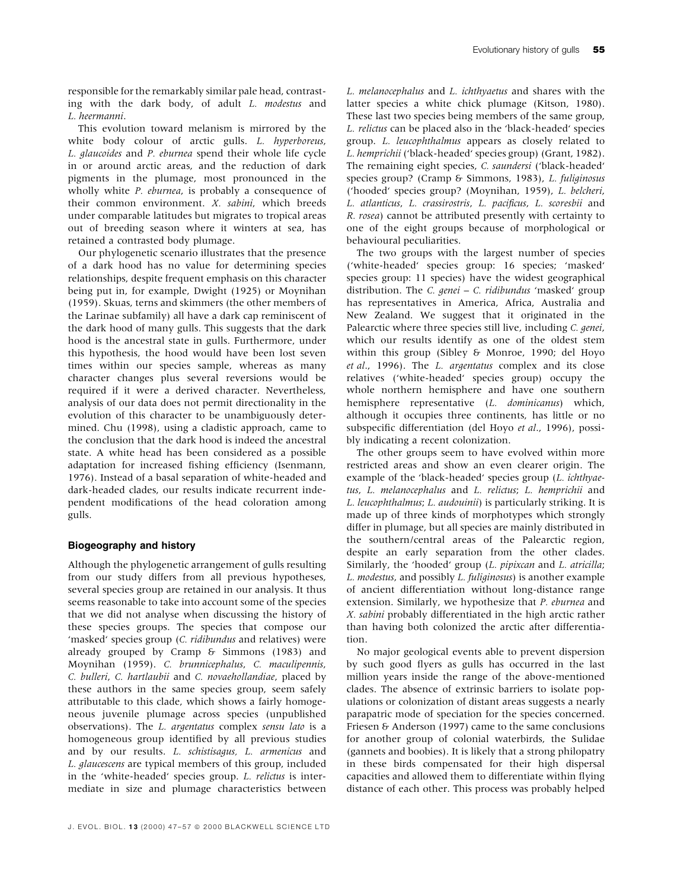responsible for the remarkably similar pale head, contrasting with the dark body, of adult *L. modestus* and *L. heermanni*.

This evolution toward melanism is mirrored by the white body colour of arctic gulls. *L. hyperboreus*, *L. glaucoides* and *P. eburnea* spend their whole life cycle in or around arctic areas, and the reduction of dark pigments in the plumage, most pronounced in the wholly white *P. eburnea*, is probably a consequence of their common environment. *X. sabini*, which breeds under comparable latitudes but migrates to tropical areas out of breeding season where it winters at sea, has retained a contrasted body plumage.

Our phylogenetic scenario illustrates that the presence of a dark hood has no value for determining species relationships, despite frequent emphasis on this character being put in, for example, Dwight (1925) or Moynihan (1959). Skuas, terns and skimmers (the other members of the Larinae subfamily) all have a dark cap reminiscent of the dark hood of many gulls. This suggests that the dark hood is the ancestral state in gulls. Furthermore, under this hypothesis, the hood would have been lost seven times within our species sample, whereas as many character changes plus several reversions would be required if it were a derived character. Nevertheless, analysis of our data does not permit directionality in the evolution of this character to be unambiguously determined. Chu (1998), using a cladistic approach, came to the conclusion that the dark hood is indeed the ancestral state. A white head has been considered as a possible adaptation for increased fishing efficiency (Isenmann, 1976). Instead of a basal separation of white-headed and dark-headed clades, our results indicate recurrent independent modifications of the head coloration among gulls.

### Biogeography and history

Although the phylogenetic arrangement of gulls resulting from our study differs from all previous hypotheses, several species group are retained in our analysis. It thus seems reasonable to take into account some of the species that we did not analyse when discussing the history of these species groups. The species that compose our 'masked' species group (*C. ridibundus* and relatives) were already grouped by Cramp & Simmons (1983) and Moynihan (1959). *C. brunnicephalus*, *C. maculipennis*, *C. bulleri*, *C. hartlaubii* and *C. novaehollandiae*, placed by these authors in the same species group, seem safely attributable to this clade, which shows a fairly homogeneous juvenile plumage across species (unpublished observations). The *L. argentatus* complex *sensu lato* is a homogeneous group identified by all previous studies and by our results. *L. schistisagus*, *L. armenicus* and *L. glaucescens* are typical members of this group, included in the 'white-headed' species group. *L. relictus* is intermediate in size and plumage characteristics between *L. melanocephalus* and *L. ichthyaetus* and shares with the latter species a white chick plumage (Kitson, 1980). These last two species being members of the same group, *L. relictus* can be placed also in the 'black-headed' species group. *L. leucophthalmus* appears as closely related to *L. hemprichii* ('black-headed' species group) (Grant, 1982). The remaining eight species, *C. saundersi* ('black-headed' species group? (Cramp & Simmons, 1983), *L. fuliginosus* ('hooded' species group? (Moynihan, 1959), *L. belcheri*, *L. atlanticus*, *L. crassirostris*, *L. pacificus*, *L. scoresbii* and *R. rosea*) cannot be attributed presently with certainty to one of the eight groups because of morphological or behavioural peculiarities.

The two groups with the largest number of species ('white-headed' species group: 16 species; 'masked' species group: 11 species) have the widest geographical distribution. The *C. genei* – *C. ridibundus* 'masked' group has representatives in America, Africa, Australia and New Zealand. We suggest that it originated in the Palearctic where three species still live, including *C. genei*, which our results identify as one of the oldest stem within this group (Sibley & Monroe, 1990; del Hoyo *et al*., 1996). The *L. argentatus* complex and its close relatives ('white-headed' species group) occupy the whole northern hemisphere and have one southern hemisphere representative (*L. dominicanus*) which, although it occupies three continents, has little or no subspecific differentiation (del Hoyo *et al*., 1996), possibly indicating a recent colonization.

The other groups seem to have evolved within more restricted areas and show an even clearer origin. The example of the 'black-headed' species group (*L. ichthyaetus*, *L. melanocephalus* and *L. relictus*; *L. hemprichii* and *L. leucophthalmus*; *L. audouinii*) is particularly striking. It is made up of three kinds of morphotypes which strongly differ in plumage, but all species are mainly distributed in the southern/central areas of the Palearctic region, despite an early separation from the other clades. Similarly, the 'hooded' group (*L. pipixcan* and *L. atricilla*; *L. modestus*, and possibly *L. fuliginosus*) is another example of ancient differentiation without long-distance range extension. Similarly, we hypothesize that *P. eburnea* and *X. sabini* probably differentiated in the high arctic rather than having both colonized the arctic after differentiation.

No major geological events able to prevent dispersion by such good flyers as gulls has occurred in the last million years inside the range of the above-mentioned clades. The absence of extrinsic barriers to isolate populations or colonization of distant areas suggests a nearly parapatric mode of speciation for the species concerned. Friesen & Anderson (1997) came to the same conclusions for another group of colonial waterbirds, the Sulidae (gannets and boobies). It is likely that a strong philopatry in these birds compensated for their high dispersal capacities and allowed them to differentiate within flying distance of each other. This process was probably helped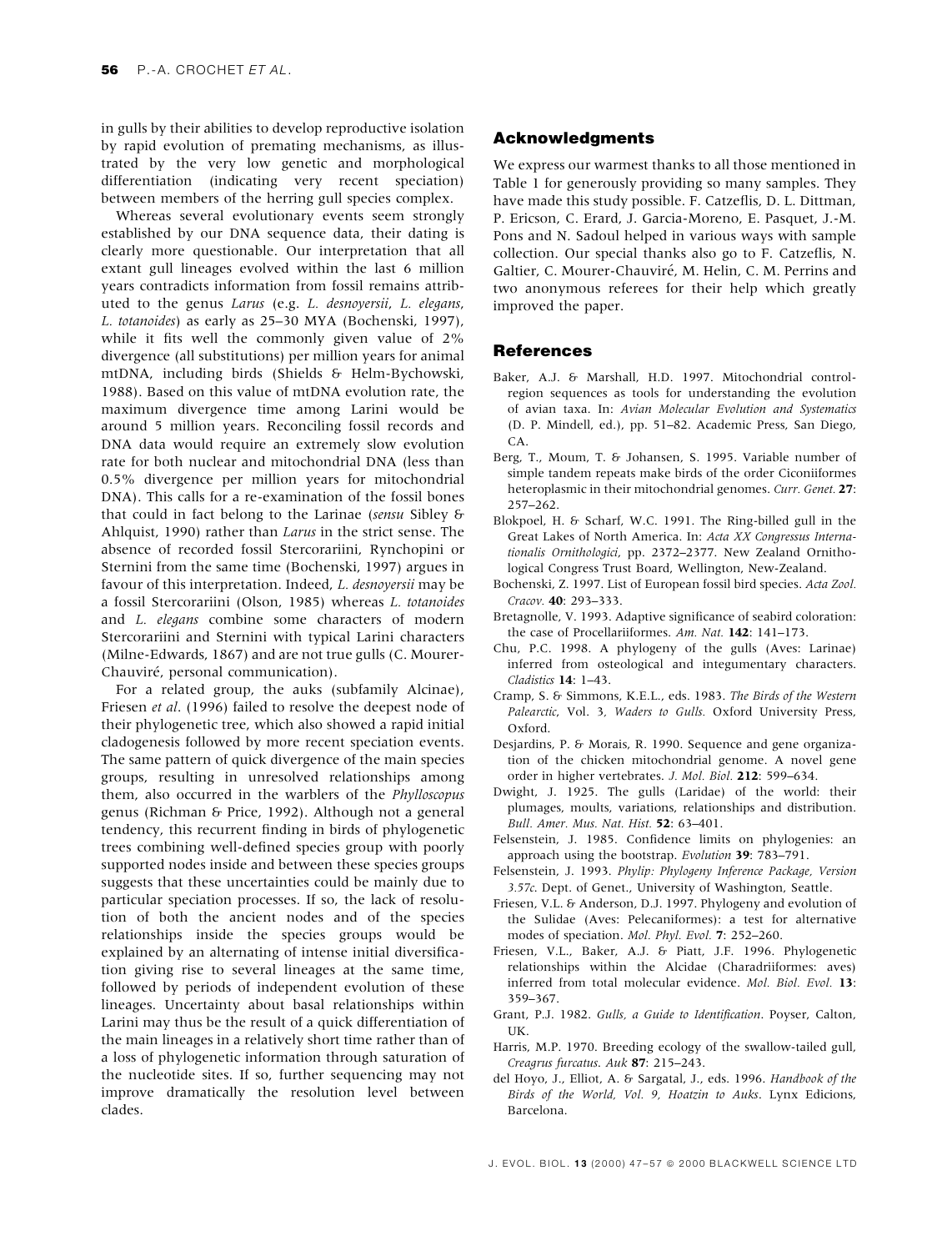in gulls by their abilities to develop reproductive isolation by rapid evolution of premating mechanisms, as illustrated by the very low genetic and morphological differentiation (indicating very recent speciation) between members of the herring gull species complex.

Whereas several evolutionary events seem strongly established by our DNA sequence data, their dating is clearly more questionable. Our interpretation that all extant gull lineages evolved within the last 6 million years contradicts information from fossil remains attributed to the genus *Larus* (e.g. *L. desnoyersii*, *L. elegans*, *L. totanoides*) as early as 25–30 MYA (Bochenski, 1997), while it fits well the commonly given value of 2% divergence (all substitutions) per million years for animal mtDNA, including birds (Shields & Helm-Bychowski, 1988). Based on this value of mtDNA evolution rate, the maximum divergence time among Larini would be around 5 million years. Reconciling fossil records and DNA data would require an extremely slow evolution rate for both nuclear and mitochondrial DNA (less than 0.5% divergence per million years for mitochondrial DNA). This calls for a re-examination of the fossil bones that could in fact belong to the Larinae (*sensu* Sibley & Ahlquist, 1990) rather than *Larus* in the strict sense. The absence of recorded fossil Stercorariini, Rynchopini or Sternini from the same time (Bochenski, 1997) argues in favour of this interpretation. Indeed, *L. desnoyersii* may be a fossil Stercorariini (Olson, 1985) whereas *L. totanoides* and *L. elegans* combine some characters of modern Stercorariini and Sternini with typical Larini characters (Milne-Edwards, 1867) and are not true gulls (C. Mourer-Chauviré, personal communication).

For a related group, the auks (subfamily Alcinae), Friesen *et al*. (1996) failed to resolve the deepest node of their phylogenetic tree, which also showed a rapid initial cladogenesis followed by more recent speciation events. The same pattern of quick divergence of the main species groups, resulting in unresolved relationships among them, also occurred in the warblers of the *Phylloscopus* genus (Richman & Price, 1992). Although not a general tendency, this recurrent finding in birds of phylogenetic trees combining well-defined species group with poorly supported nodes inside and between these species groups suggests that these uncertainties could be mainly due to particular speciation processes. If so, the lack of resolution of both the ancient nodes and of the species relationships inside the species groups would be explained by an alternating of intense initial diversification giving rise to several lineages at the same time, followed by periods of independent evolution of these lineages. Uncertainty about basal relationships within Larini may thus be the result of a quick differentiation of the main lineages in a relatively short time rather than of a loss of phylogenetic information through saturation of the nucleotide sites. If so, further sequencing may not improve dramatically the resolution level between clades.

## Acknowledgments

We express our warmest thanks to all those mentioned in Table 1 for generously providing so many samples. They have made this study possible. F. Catzeflis, D. L. Dittman, P. Ericson, C. Erard, J. Garcia-Moreno, E. Pasquet, J.-M. Pons and N. Sadoul helped in various ways with sample collection. Our special thanks also go to F. Catzeflis, N. Galtier, C. Mourer-Chauviré, M. Helin, C. M. Perrins and two anonymous referees for their help which greatly improved the paper.

## References

Baker, A.J. & Marshall, H.D. 1997. Mitochondrial control-region sequences as tools for understanding the evolution of avian taxa. In: *Avian Molecular Evolution and Systematics* (D. P. Mindell, ed.), pp. 51–82. Academic Press, San Diego, CA.

Berg, T., Moum, T. & Johansen, S. 1995. Variable number of simple tandem repeats make birds of the order Ciconiiformes heteroplasmic in their mitochondrial genomes. *Curr. Genet.* **27**: 257–262.

Blokpoel, H. & Scharf, W.C. 1991. The Ring-billed gull in the Great Lakes of North America. In: *Acta XX Congressus Internationalis Ornithologici*, pp. 2372–2377. New Zealand Ornithological Congress Trust Board, Wellington, New-Zealand.

Bochenski, Z. 1997. List of European fossil bird species. *Acta Zool. Cracov.* **40**: 293–333.

Bretagnolle, V. 1993. Adaptive significance of seabird coloration: the case of Procellariiformes. *Am. Nat.* **142**: 141–173.

Chu, P.C. 1998. A phylogeny of the gulls (Aves: Larinae) inferred from osteological and integumentary characters. *Cladistics* **14**: 1–43.

Cramp, S. & Simmons, K.E.L., eds. 1983. *The Birds of the Western Palearctic*, Vol. 3, *Waders to Gulls*. Oxford University Press, Oxford.

Desjardins, P. & Morais, R. 1990. Sequence and gene organization of the chicken mitochondrial genome. A novel gene order in higher vertebrates. *J. Mol. Biol.* **212**: 599–634.

Dwight, J. 1925. The gulls (Laridae) of the world: their plumages, moults, variations, relationships and distribution. *Bull. Amer. Mus. Nat. Hist.* **52**: 63–401.

Felsenstein, J. 1985. Confidence limits on phylogenies: an approach using the bootstrap. *Evolution* **39**: 783–791.

Felsenstein, J. 1993. *Phylip: Phylogeny Inference Package, Version 3.57c.* Dept. of Genet., University of Washington, Seattle.

Friesen, V.L. & Anderson, D.J. 1997. Phylogeny and evolution of the Sulidae (Aves: Pelecaniformes): a test for alternative modes of speciation. *Mol. Phyl. Evol.* **7**: 252–260.

Friesen, V.L., Baker, A.J. & Piatt, J.F. 1996. Phylogenetic relationships within the Alcidae (Charadriiformes: aves) inferred from total molecular evidence. *Mol. Biol. Evol.* **13**: 359–367.

Grant, P.J. 1982. *Gulls, a Guide to Identification*. Poyser, Calton, UK.

Harris, M.P. 1970. Breeding ecology of the swallow-tailed gull, *Creagrus furcatus*. *Auk* **87**: 215–243.

del Hoyo, J., Elliot, A. & Sargatal, J., eds. 1996. *Handbook of the Birds of the World, Vol. 9, Hoatzin to Auks*. Lynx Edicions, Barcelona.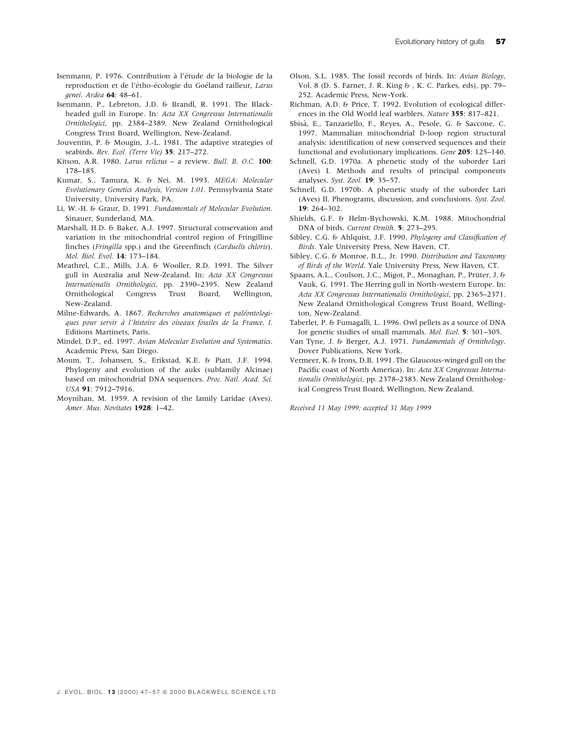Isenmann, P. 1976. Contribution à l'étude de la biologie de la reproduction et de l'étho-écologie du Goéland railleur, *Larus genei*. *Ardea* **64**: 48–61.

Isenmann, P., Lebreton, J.D. & Brandl, R. 1991. The Black-headed gull in Europe. In: *Acta XX Congressus Internationalis Ornithologici*, pp. 2384–2389. New Zealand Ornithological Congress Trust Board, Wellington, New-Zealand.

Jouventin, P. & Mougin, J.-L. 1981. The adaptive strategies of seabirds. *Rev. Ecol. (Terre Vie)* **35**: 217–272.

Kitson, A.R. 1980. *Larus relictus* – a review. *Bull. B. O.C.* **100**: 178–185.

Kumar, S., Tamura, K. & Nei, M. 1993. *MEGA: Molecular Evolutionary Genetics Analysis, Version 1.01*. Pennsylvania State University, University Park, PA.

Li, W.-H. & Graur, D. 1991. *Fundamentals of Molecular Evolution*. Sinauer, Sunderland, MA.

Marshall, H.D. & Baker, A.J. 1997. Structural conservation and variation in the mitochondrial control region of Fringilline finches (*Fringilla* spp.) and the Greenfinch (*Carduelis chloris*). *Mol. Biol. Evol.* **14**: 173–184.

Meathrel, C.E., Mills, J.A. & Wooller, R.D. 1991. The Silver gull in Australia and New-Zealand. In: *Acta XX Congressus Internationalis Ornithologici*, pp. 2390–2395. New Zealand Ornithological Congress Trust Board, Wellington, New-Zealand.

Milne-Edwards, A. 1867. *Recherches anatomiques et paléontologiques pour servir à l'histoire des oiseaux fossiles de la France, I*. Editions Martinets, Paris.

Mindel, D.P., ed. 1997. *Avian Molecular Evolution and Systematics*. Academic Press, San Diego.

Moum, T., Johansen, S., Erikstad, K.E. & Piatt, J.F. 1994. Phylogeny and evolution of the auks (subfamily Alcinae) based on mitochondrial DNA sequences. *Proc. Natl. Acad. Sci. USA* **91**: 7912–7916.

Moynihan, M. 1959. A revision of the family Laridae (Aves). *Amer. Mus. Novitates* **1928**: 1–42.

Olson, S.L. 1985. The fossil records of birds. In: *Avian Biology*, Vol. 8 (D. S. Farner, J. R. King & , K. C. Parkes, eds), pp. 79–252. Academic Press, New-York.

Richman, A.D. & Price, T. 1992. Evolution of ecological differences in the Old World leaf warblers. *Nature* **355**: 817–821.

Sbisà, E., Tanzariello, F., Reyes, A., Pesole, G. & Saccone, C. 1997. Mammalian mitochondrial D-loop region structural analysis: identification of new conserved sequences and their functional and evolutionary implications. *Gene* **205**: 125–140.

Schnell, G.D. 1970a. A phenetic study of the suborder Lari (Aves) I. Methods and results of principal components analyses. *Syst. Zool.* **19**: 35–57.

Schnell, G.D. 1970b. A phenetic study of the suborder Lari (Aves) II. Phenograms, discussion, and conclusions. *Syst. Zool.* **19**: 264–302.

Shields, G.F. & Helm-Bychowski, K.M. 1988. Mitochondrial DNA of birds. *Current Ornith.* **5**: 273–295.

Sibley, C.G. & Ahlquist, J.F. 1990. *Phylogeny and Classification of Birds*. Yale University Press, New Haven, CT.

Sibley, C.G. & Monroe, B.L., Jr. 1990. *Distribution and Taxonomy of Birds of the World*. Yale University Press, New Haven, CT.

Spaans, A.L., Coulson, J.C., Migot, P., Monaghan, P., Prüter, J. & Vauk, G. 1991. The Herring gull in North-western Europe. In: *Acta XX Congressus Internationalis Ornithologici*, pp. 2365–2371. New Zealand Ornithological Congress Trust Board, Wellington, New-Zealand.

Taberlet, P. & Fumagalli, L. 1996. Owl pellets as a source of DNA for genetic studies of small mammals. *Mol. Ecol.* **5**: 301–305.

Van Tyne, J. & Berger, A.J. 1971. *Fundamentals of Ornithology*. Dover Publications, New York.

Vermeer, K. & Irons, D.B. 1991. The Glaucous-winged gull on the Pacific coast of North America). In: *Acta XX Congressus Internationalis Ornithologici*, pp. 2378–2383. New Zealand Ornithological Congress Trust Board, Wellington, New Zealand.

*Received 11 May 1999; accepted 31 May 1999*